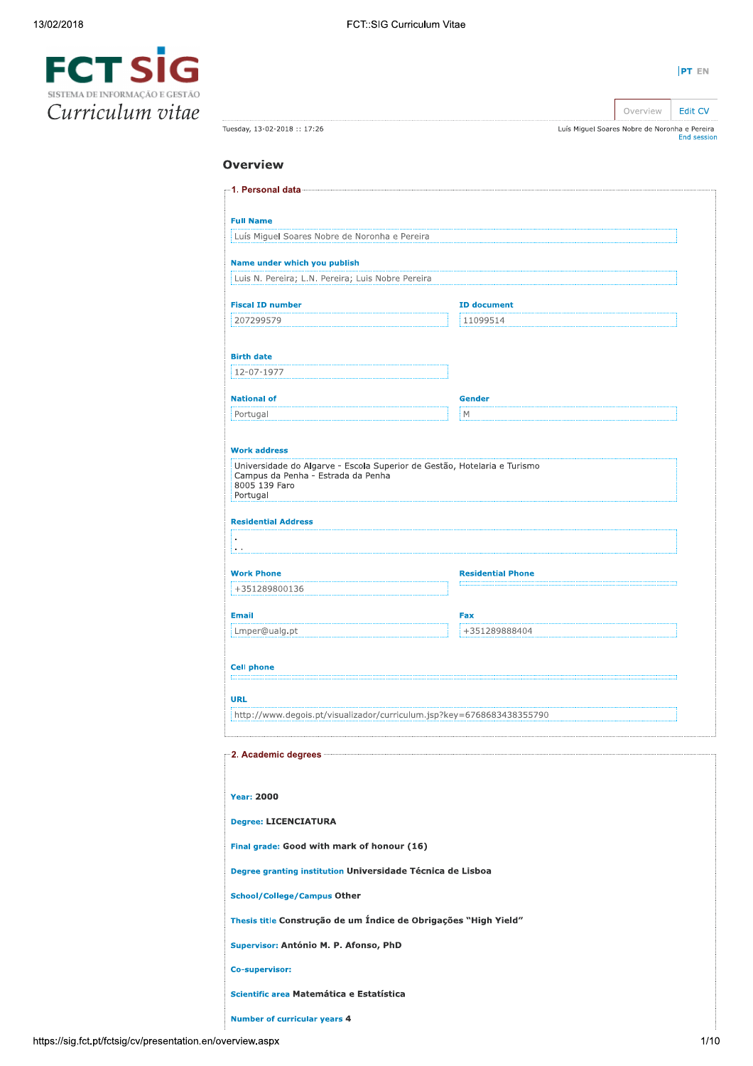FCT SIG
SISTEMA DE INFORMAÇÃO E GESTÃO
Curriculum vitae

PT EN

Overview | Edit CV

Tuesday, 13-02-2018 :: 17:26

Luís Miguel Soares Nobre de Noronha e Pereira
End session

# Overview

## 1. Personal data

**Full Name**
Luís Miguel Soares Nobre de Noronha e Pereira

**Name under which you publish**
Luis N. Pereira; L.N. Pereira; Luis Nobre Pereira

**Fiscal ID number**
207299579

**ID document**
11099514

**Birth date**
12-07-1977

**National of**
Portugal

**Gender**
M

**Work address**
Universidade do Algarve - Escola Superior de Gestão, Hotelaria e Turismo
Campus da Penha - Estrada da Penha
8005 139 Faro
Portugal

**Residential Address**
.
. .

**Work Phone**
+351289800136

**Residential Phone**

**Email**
Lmper@ualg.pt

**Fax**
+351289888404

**Cell phone**

**URL**
http://www.degois.pt/visualizador/curriculum.jsp?key=6768683438355790

## 2. Academic degrees

**Year:** 2000

**Degree:** LICENCIATURA

**Final grade:** Good with mark of honour (16)

**Degree granting institution** Universidade Técnica de Lisboa

**School/College/Campus** Other

**Thesis title** Construção de um Índice de Obrigações "High Yield"

**Supervisor:** António M. P. Afonso, PhD

**Co-supervisor:**

**Scientific area** Matemática e Estatística

**Number of curricular years** 4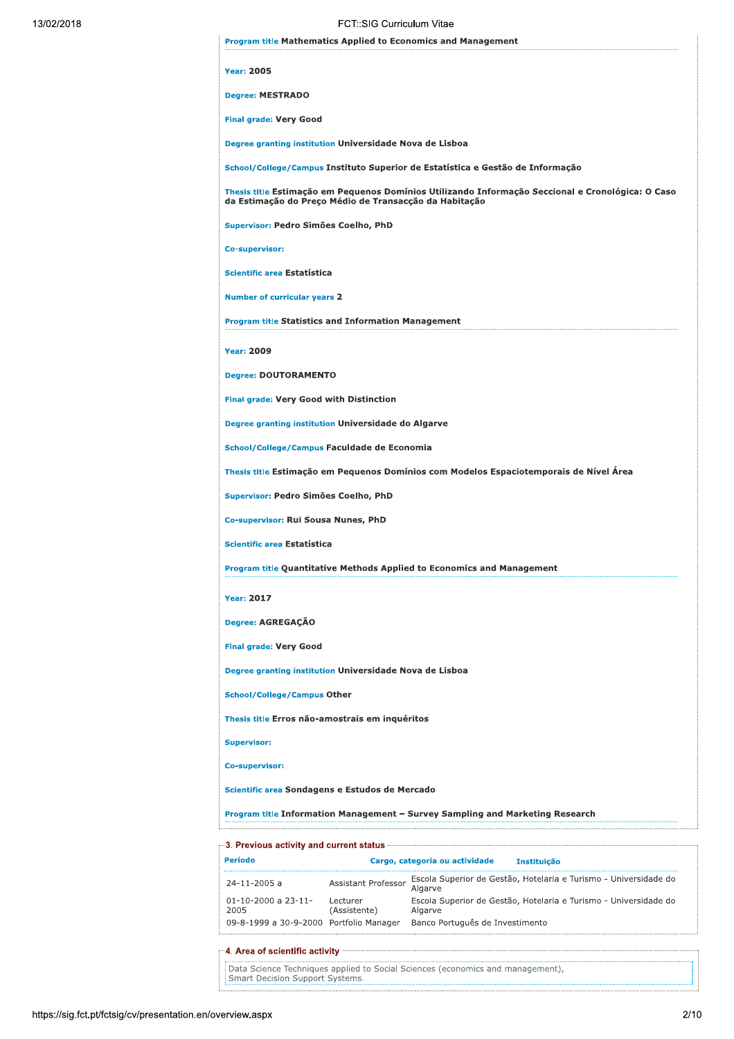**Program title** Mathematics Applied to Economics and Management

---

**Year:** 2005

**Degree:** MESTRADO

**Final grade:** Very Good

**Degree granting institution** Universidade Nova de Lisboa

**School/College/Campus** Instituto Superior de Estatística e Gestão de Informação

**Thesis title** Estimação em Pequenos Domínios Utilizando Informação Seccional e Cronológica: O Caso da Estimação do Preço Médio de Transacção da Habitação

**Supervisor:** Pedro Simões Coelho, PhD

**Co-supervisor:**

**Scientific area** Estatística

**Number of curricular years** 2

**Program title** Statistics and Information Management

---

**Year:** 2009

**Degree:** DOUTORAMENTO

**Final grade:** Very Good with Distinction

**Degree granting institution** Universidade do Algarve

**School/College/Campus** Faculdade de Economia

**Thesis title** Estimação em Pequenos Domínios com Modelos Espaciotemporais de Nível Área

**Supervisor:** Pedro Simões Coelho, PhD

**Co-supervisor:** Rui Sousa Nunes, PhD

**Scientific area** Estatística

**Program title** Quantitative Methods Applied to Economics and Management

---

**Year:** 2017

**Degree:** AGREGAÇÃO

**Final grade:** Very Good

**Degree granting institution** Universidade Nova de Lisboa

**School/College/Campus** Other

**Thesis title** Erros não-amostrais em inquéritos

**Supervisor:**

**Co-supervisor:**

**Scientific area** Sondagens e Estudos de Mercado

**Program title** Information Management – Survey Sampling and Marketing Research

---

## 3. Previous activity and current status

| Período | Cargo, categoria ou actividade | Instituição |
|---|---|---|
| 24-11-2005 a | Assistant Professor | Escola Superior de Gestão, Hotelaria e Turismo - Universidade do Algarve |
| 01-10-2000 a 23-11-2005 | Lecturer (Assistente) | Escola Superior de Gestão, Hotelaria e Turismo - Universidade do Algarve |
| 09-8-1999 a 30-9-2000 | Portfolio Manager | Banco Português de Investimento |

## 4. Area of scientific activity

Data Science Techniques applied to Social Sciences (economics and management),
Smart Decision Support Systems.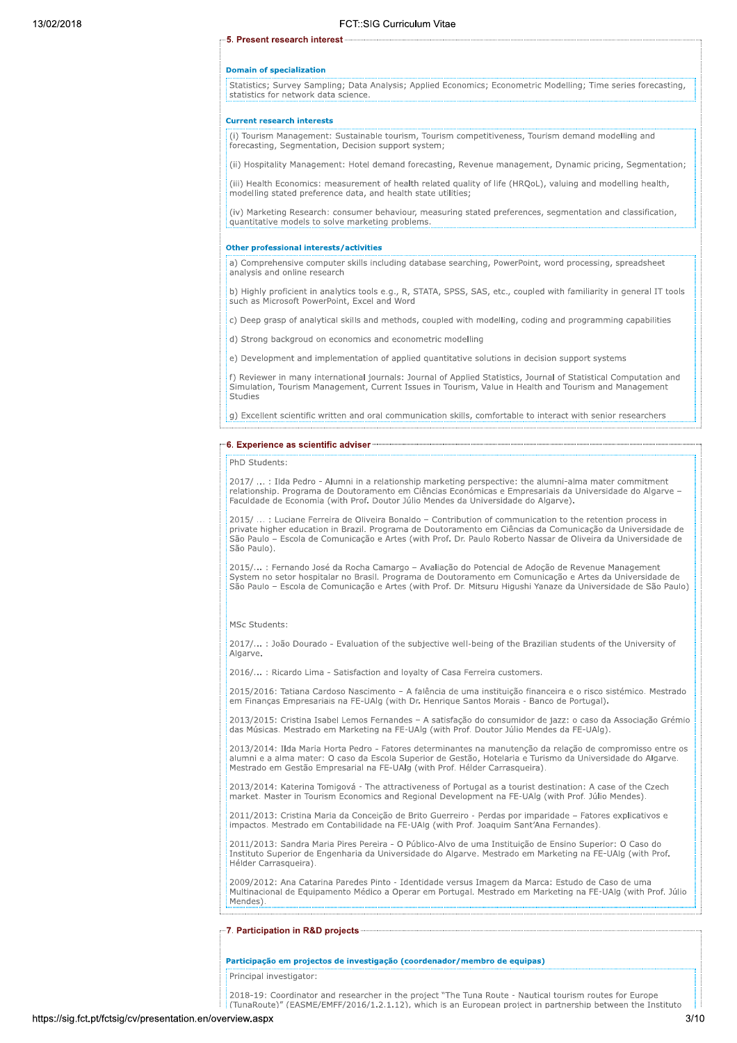## 5. Present research interest

### Domain of specialization

Statistics; Survey Sampling; Data Analysis; Applied Economics; Econometric Modelling; Time series forecasting, statistics for network data science.

### Current research interests

(i) Tourism Management: Sustainable tourism, Tourism competitiveness, Tourism demand modelling and forecasting, Segmentation, Decision support system;

(ii) Hospitality Management: Hotel demand forecasting, Revenue management, Dynamic pricing, Segmentation;

(iii) Health Economics: measurement of health related quality of life (HRQoL), valuing and modelling health, modelling stated preference data, and health state utilities;

(iv) Marketing Research: consumer behaviour, measuring stated preferences, segmentation and classification, quantitative models to solve marketing problems.

### Other professional interests/activities

a) Comprehensive computer skills including database searching, PowerPoint, word processing, spreadsheet analysis and online research

b) Highly proficient in analytics tools e.g., R, STATA, SPSS, SAS, etc., coupled with familiarity in general IT tools such as Microsoft PowerPoint, Excel and Word

c) Deep grasp of analytical skills and methods, coupled with modelling, coding and programming capabilities

d) Strong backgroud on economics and econometric modelling

e) Development and implementation of applied quantitative solutions in decision support systems

f) Reviewer in many international journals: Journal of Applied Statistics, Journal of Statistical Computation and Simulation, Tourism Management, Current Issues in Tourism, Value in Health and Tourism and Management Studies

g) Excellent scientific written and oral communication skills, comfortable to interact with senior researchers

## 6. Experience as scientific adviser

PhD Students:

2017/ ... : Ilda Pedro - Alumni in a relationship marketing perspective: the alumni-alma mater commitment relationship. Programa de Doutoramento em Ciências Económicas e Empresariais da Universidade do Algarve – Faculdade de Economia (with Prof. Doutor Júlio Mendes da Universidade do Algarve).

2015/ ... : Luciane Ferreira de Oliveira Bonaldo – Contribution of communication to the retention process in private higher education in Brazil. Programa de Doutoramento em Ciências da Comunicação da Universidade de São Paulo – Escola de Comunicação e Artes (with Prof. Dr. Paulo Roberto Nassar de Oliveira da Universidade de São Paulo).

2015/... : Fernando José da Rocha Camargo – Avaliação do Potencial de Adoção de Revenue Management System no setor hospitalar no Brasil. Programa de Doutoramento em Comunicação e Artes da Universidade de São Paulo – Escola de Comunicação e Artes (with Prof. Dr. Mitsuru Higushi Yanaze da Universidade de São Paulo)

MSc Students:

2017/... : João Dourado - Evaluation of the subjective well-being of the Brazilian students of the University of Algarve.

2016/... : Ricardo Lima - Satisfaction and loyalty of Casa Ferreira customers.

2015/2016: Tatiana Cardoso Nascimento – A falência de uma instituição financeira e o risco sistémico. Mestrado em Finanças Empresariais na FE-UAlg (with Dr. Henrique Santos Morais - Banco de Portugal).

2013/2015: Cristina Isabel Lemos Fernandes – A satisfação do consumidor de jazz: o caso da Associação Grémio das Músicas. Mestrado em Marketing na FE-UAlg (with Prof. Doutor Júlio Mendes da FE-UAlg).

2013/2014: Ilda Maria Horta Pedro - Fatores determinantes na manutenção da relação de compromisso entre os alumni e a alma mater: O caso da Escola Superior de Gestão, Hotelaria e Turismo da Universidade do Algarve. Mestrado em Gestão Empresarial na FE-UAlg (with Prof. Hélder Carrasqueira).

2013/2014: Katerina Tomigová - The attractiveness of Portugal as a tourist destination: A case of the Czech market. Master in Tourism Economics and Regional Development na FE-UAlg (with Prof. Júlio Mendes).

2011/2013: Cristina Maria da Conceição de Brito Guerreiro - Perdas por imparidade – Fatores explicativos e impactos. Mestrado em Contabilidade na FE-UAlg (with Prof. Joaquim Sant'Ana Fernandes).

2011/2013: Sandra Maria Pires Pereira - O Público-Alvo de uma Instituição de Ensino Superior: O Caso do Instituto Superior de Engenharia da Universidade do Algarve. Mestrado em Marketing na FE-UAlg (with Prof. Hélder Carrasqueira).

2009/2012: Ana Catarina Paredes Pinto - Identidade versus Imagem da Marca: Estudo de Caso de uma Multinacional de Equipamento Médico a Operar em Portugal. Mestrado em Marketing na FE-UAlg (with Prof. Júlio Mendes).

## 7. Participation in R&D projects

### Participação em projectos de investigação (coordenador/membro de equipas)

Principal investigator:

2018-19: Coordinator and researcher in the project "The Tuna Route - Nautical tourism routes for Europe (TunaRoute)" (EASME/EMFF/2016/1.2.1.12), which is an European project in partnership between the Instituto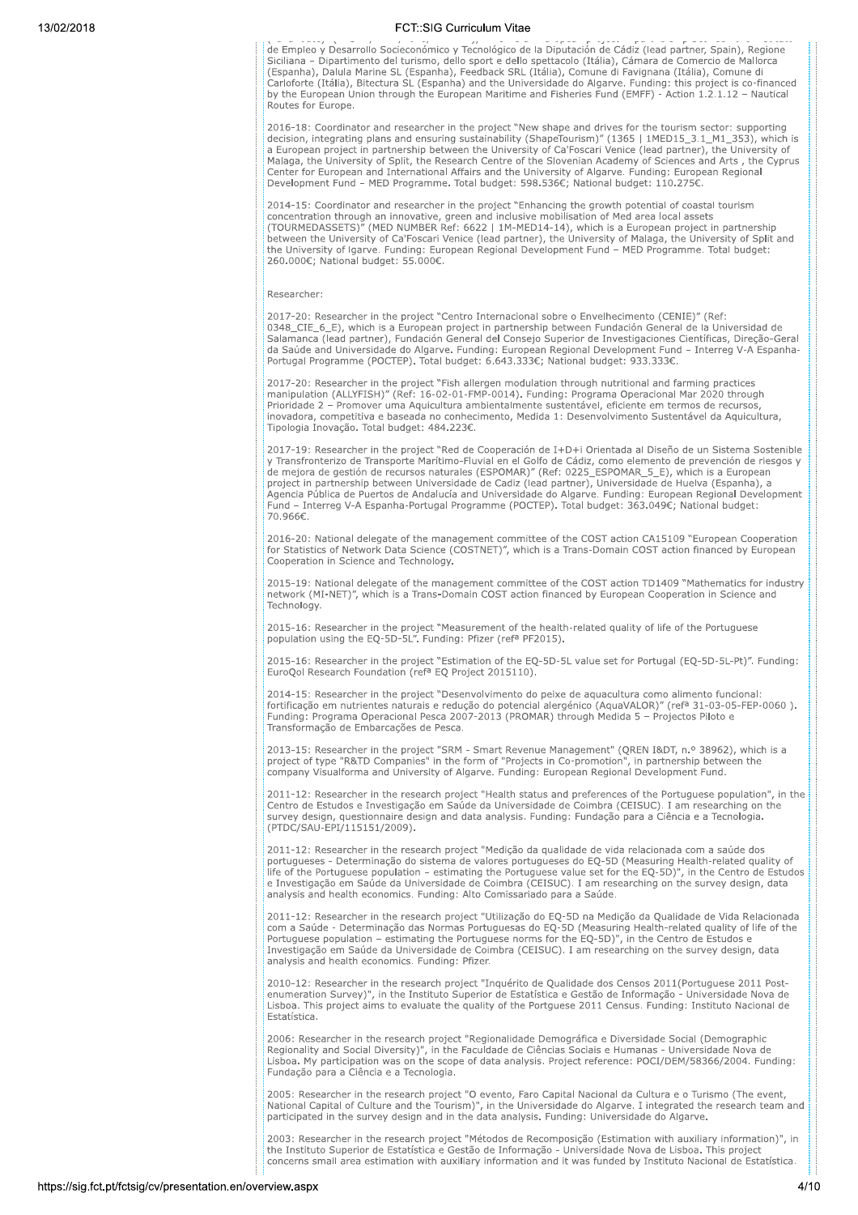de Empleo y Desarrollo Socioeconómico y Tecnológico de la Diputación de Cádiz (lead partner, Spain), Regione Siciliana – Dipartimento del turismo, dello sport e dello spettacolo (Itália), Cámara de Comercio de Mallorca (Espanha), Dalula Marine SL (Espanha), Feedback SRL (Itália), Comune di Favignana (Itália), Comune di Carloforte (Itália), Bitectura SL (Espanha) and the Universidade do Algarve. Funding: this project is co-financed by the European Union through the European Maritime and Fisheries Fund (EMFF) - Action 1.2.1.12 – Nautical Routes for Europe.

2016-18: Coordinator and researcher in the project "New shape and drives for the tourism sector: supporting decision, integrating plans and ensuring sustainability (ShapeTourism)" (1365 | 1MED15_3.1_M1_353), which is a European project in partnership between the University of Ca'Foscari Venice (lead partner), the University of Malaga, the University of Split, the Research Centre of the Slovenian Academy of Sciences and Arts , the Cyprus Center for European and International Affairs and the University of Algarve. Funding: European Regional Development Fund – MED Programme. Total budget: 598.536€; National budget: 110.275€.

2014-15: Coordinator and researcher in the project "Enhancing the growth potential of coastal tourism concentration through an innovative, green and inclusive mobilisation of Med area local assets (TOURMEDASSETS)" (MED NUMBER Ref: 6622 | 1M-MED14-14), which is a European project in partnership between the University of Ca'Foscari Venice (lead partner), the University of Malaga, the University of Split and the University of lgarve. Funding: European Regional Development Fund – MED Programme. Total budget: 260.000€; National budget: 55.000€.

Researcher:

2017-20: Researcher in the project "Centro Internacional sobre o Envelhecimento (CENIE)" (Ref: 0348_CIE_6_E), which is a European project in partnership between Fundación General de la Universidad de Salamanca (lead partner), Fundación General del Consejo Superior de Investigaciones Científicas, Direção-Geral da Saúde and Universidade do Algarve. Funding: European Regional Development Fund – Interreg V-A Espanha-Portugal Programme (POCTEP). Total budget: 6.643.333€; National budget: 933.333€.

2017-20: Researcher in the project "Fish allergen modulation through nutritional and farming practices manipulation (ALLYFISH)" (Ref: 16-02-01-FMP-0014). Funding: Programa Operacional Mar 2020 through Prioridade 2 – Promover uma Aquicultura ambientalmente sustentável, eficiente em termos de recursos, inovadora, competitiva e baseada no conhecimento, Medida 1: Desenvolvimento Sustentável da Aquicultura, Tipologia Inovação. Total budget: 484.223€.

2017-19: Researcher in the project "Red de Cooperación de I+D+i Orientada al Diseño de un Sistema Sostenible y Transfronterizo de Transporte Marítimo-Fluvial en el Golfo de Cádiz, como elemento de prevención de riesgos y de mejora de gestión de recursos naturales (ESPOMAR)" (Ref: 0225_ESPOMAR_5_E), which is a European project in partnership between Universidade de Cadiz (lead partner), Universidade de Huelva (Espanha), a Agencia Pública de Puertos de Andalucía and Universidade do Algarve. Funding: European Regional Development Fund – Interreg V-A Espanha-Portugal Programme (POCTEP). Total budget: 363.049€; National budget: 70.966€.

2016-20: National delegate of the management committee of the COST action CA15109 "European Cooperation for Statistics of Network Data Science (COSTNET)", which is a Trans-Domain COST action financed by European Cooperation in Science and Technology.

2015-19: National delegate of the management committee of the COST action TD1409 "Mathematics for industry network (MI-NET)", which is a Trans-Domain COST action financed by European Cooperation in Science and Technology.

2015-16: Researcher in the project "Measurement of the health-related quality of life of the Portuguese population using the EQ-5D-5L". Funding: Pfizer (refª PF2015).

2015-16: Researcher in the project "Estimation of the EQ-5D-5L value set for Portugal (EQ-5D-5L-Pt)". Funding: EuroQol Research Foundation (refª EQ Project 2015110).

2014-15: Researcher in the project "Desenvolvimento do peixe de aquacultura como alimento funcional: fortificação em nutrientes naturais e redução do potencial alergénico (AquaVALOR)" (refª 31-03-05-FEP-0060 ). Funding: Programa Operacional Pesca 2007-2013 (PROMAR) through Medida 5 – Projectos Piloto e Transformação de Embarcações de Pesca.

2013-15: Researcher in the project "SRM - Smart Revenue Management" (QREN I&DT, n.º 38962), which is a project of type "R&TD Companies" in the form of "Projects in Co-promotion", in partnership between the company Visualforma and University of Algarve. Funding: European Regional Development Fund.

2011-12: Researcher in the research project "Health status and preferences of the Portuguese population", in the Centro de Estudos e Investigação em Saúde da Universidade de Coimbra (CEISUC). I am researching on the survey design, questionnaire design and data analysis. Funding: Fundação para a Ciência e a Tecnologia. (PTDC/SAU-EPI/115151/2009).

2011-12: Researcher in the research project "Medição da qualidade de vida relacionada com a saúde dos portugueses - Determinação do sistema de valores portugueses do EQ-5D (Measuring Health-related quality of life of the Portuguese population – estimating the Portuguese value set for the EQ-5D)", in the Centro de Estudos e Investigação em Saúde da Universidade de Coimbra (CEISUC). I am researching on the survey design, data analysis and health economics. Funding: Alto Comissariado para a Saúde.

2011-12: Researcher in the research project "Utilização do EQ-5D na Medição da Qualidade de Vida Relacionada com a Saúde - Determinação das Normas Portuguesas do EQ-5D (Measuring Health-related quality of life of the Portuguese population – estimating the Portuguese norms for the EQ-5D)", in the Centro de Estudos e Investigação em Saúde da Universidade de Coimbra (CEISUC). I am researching on the survey design, data analysis and health economics. Funding: Pfizer.

2010-12: Researcher in the research project "Inquérito de Qualidade dos Censos 2011(Portuguese 2011 Post-enumeration Survey)", in the Instituto Superior de Estatística e Gestão de Informação - Universidade Nova de Lisboa. This project aims to evaluate the quality of the Portguese 2011 Census. Funding: Instituto Nacional de Estatística.

2006: Researcher in the research project "Regionalidade Demográfica e Diversidade Social (Demographic Regionality and Social Diversity)", in the Faculdade de Ciências Sociais e Humanas - Universidade Nova de Lisboa. My participation was on the scope of data analysis. Project reference: POCI/DEM/58366/2004. Funding: Fundação para a Ciência e a Tecnologia.

2005: Researcher in the research project "O evento, Faro Capital Nacional da Cultura e o Turismo (The event, National Capital of Culture and the Tourism)", in the Universidade do Algarve. I integrated the research team and participated in the survey design and in the data analysis. Funding: Universidade do Algarve.

2003: Researcher in the research project "Métodos de Recomposição (Estimation with auxiliary information)", in the Instituto Superior de Estatística e Gestão de Informação - Universidade Nova de Lisboa. This project concerns small area estimation with auxiliary information and it was funded by Instituto Nacional de Estatística.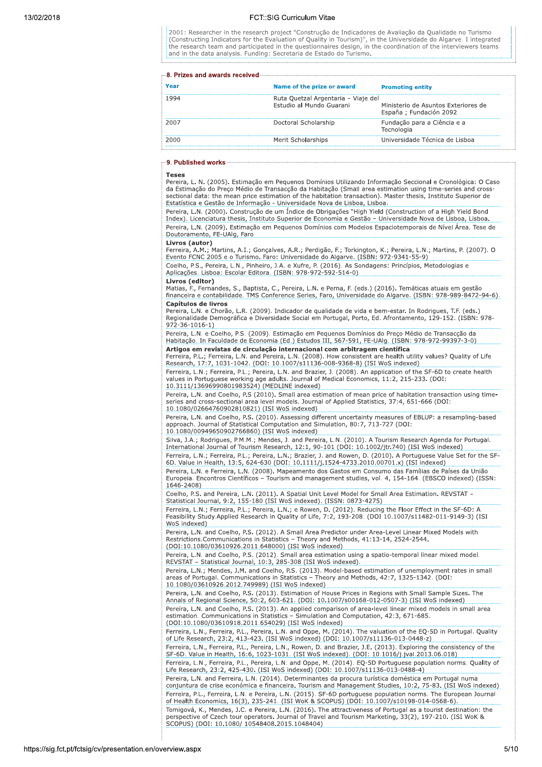2001: Researcher in the research project "Construção de Indicadores de Avaliação da Qualidade no Turismo (Constructing Indicators for the Evaluation of Quality in Tourism)", in the Universidade do Algarve. I integrated the research team and participated in the questionnaires design, in the coordination of the interviewers teams and in the data analysis. Funding: Secretaria de Estado do Turismo.

## 8. Prizes and awards received

| Year | Name of the prize or award | Promoting entity |
|---|---|---|
| 1994 | Ruta Quetzal Argentaria – Viaje del Estudio al Mundo Guarani | Ministerio de Asuntos Exteriores de España ; Fundación 2092 |
| 2007 | Doctoral Scholarship | Fundação para a Ciência e a Tecnologia |
| 2000 | Merit Scholarships | Universidade Técnica de Lisboa |

## 9. Published works

**Teses**

Pereira, L. N. (2005). Estimação em Pequenos Domínios Utilizando Informação Seccional e Cronológica: O Caso da Estimação do Preço Médio de Transacção da Habitação (Small area estimation using time-series and cross-sectional data: the mean price estimation of the habitation transaction). Master thesis, Instituto Superior de Estatística e Gestão de Informação - Universidade Nova de Lisboa, Lisboa.

Pereira, L.N. (2000). Construção de um Índice de Obrigações "High Yield (Construction of a High Yield Bond Index). Licenciatura thesis, Instituto Superior de Economia e Gestão – Universidade Nova de Lisboa, Lisboa.

Pereira, L.N. (2009). Estimação em Pequenos Domínios com Modelos Espaciotemporais de Nível Área. Tese de Doutoramento, FE-UAlg, Faro

**Livros (autor)**

Ferreira, A.M.; Martins, A.I.; Gonçalves, A.R.; Perdigão, F.; Torkington, K.; Pereira, L.N.; Martins, P. (2007). O Evento FCNC 2005 e o Turismo. Faro: Universidade do Algarve. (ISBN: 972-9341-55-9)

Coelho, P.S., Pereira, L.N., Pinheiro, J.A. e Xufre, P. (2016). As Sondagens: Princípios, Metodologias e Aplicações. Lisboa: Escolar Editora. (ISBN: 978-972-592-514-0)

**Livros (editor)**

Matias, F., Fernandes, S., Baptista, C., Pereira, L.N. e Perna, F. (eds.) (2016). Temáticas atuais em gestão financeira e contabilidade. TMS Conference Series, Faro, Universidade do Algarve. (ISBN: 978-989-8472-94-6).

**Capítulos de livros**

Pereira, L.N. e Chorão, L.R. (2009). Indicador de qualidade de vida e bem-estar. In Rodrigues, T.F. (eds.) Regionalidade Demográfica e Diversidade Social em Portugal, Porto, Ed. Afrontamento, 129-152. (ISBN: 978-972-36-1016-1)

Pereira, L.N. e Coelho, P.S. (2009). Estimação em Pequenos Domínios do Preço Médio de Transacção da Habitação. In Faculdade de Economia (Ed.) Estudos III, 567-591, FE-UAlg. (ISBN: 978-972-99397-3-0)

**Artigos em revistas de circulação internacional com arbitragem científica**

Ferreira, P.L.; Ferreira, L.N. and Pereira, L.N. (2008). How consistent are health utility values? Quality of Life Research, 17:7, 1031-1042. (DOI: 10.1007/s11136-008-9368-8) (ISI WoS indexed)

Ferreira, L.N.; Ferreira, P.L.; Pereira, L.N. and Brazier, J. (2008). An application of the SF-6D to create health values in Portuguese working age adults. Journal of Medical Economics, 11:2, 215-233. (DOI: 10.3111/13696990801983524) (MEDLINE indexed)

Pereira, L.N. and Coelho, P.S (2010). Small area estimation of mean price of habitation transaction using time-series and cross-sectional area level models. Journal of Applied Statistics, 37:4, 651-666 (DOI: 10.1080/02664760902810821) (ISI WoS indexed)

Pereira, L.N. and Coelho, P.S. (2010). Assessing different uncertainty measures of EBLUP: a resampling-based approach. Journal of Statistical Computation and Simulation, 80:7, 713-727 (DOI: 10.1080/00949650902766860) (ISI WoS indexed)

Silva, J.A.; Rodrigues, P.M.M.; Mendes, J. and Pereira, L.N. (2010). A Tourism Research Agenda for Portugal. International Journal of Tourism Research, 12:1, 90-101 (DOI: 10.1002/jtr.740) (ISI WoS indexed)

Ferreira, L.N.; Ferreira, P.L.; Pereira, L.N.; Brazier, J. and Rowen, D. (2010). A Portuguese Value Set for the SF-6D. Value in Health, 13:5, 624-630 (DOI: 10.1111/j.1524-4733.2010.00701.x) (ISI indexed)

Pereira, L.N. e Ferreira, L.N. (2008). Mapeamento dos Gastos em Consumo das Famílias de Países da União Europeia. Encontros Científicos – Tourism and management studies, vol. 4, 154-164. (EBSCO indexed) (ISSN: 1646-2408)

Coelho, P.S. and Pereira, L.N. (2011). A Spatial Unit Level Model for Small Area Estimation. REVSTAT – Statistical Journal, 9:2, 155-180 (ISI WoS indexed). (ISSN: 0873-4275)

Ferreira, L.N.; Ferreira, P.L.; Pereira, L.N.; e Rowen, D. (2012). Reducing the Floor Effect in the SF-6D: A Feasibility Study.Applied Research in Quality of Life, 7:2, 193-208. (DOI 10.1007/s11482-011-9149-3) (ISI WoS indexed)

Pereira, L.N. and Coelho, P.S. (2012). A Small Area Predictor under Area-Level Linear Mixed Models with Restrictions.Communications in Statistics – Theory and Methods, 41:13-14, 2524-2544. (DOI:10.1080/03610926.2011.648000) (ISI WoS indexed)

Pereira, L.N. and Coelho, P.S. (2012). Small area estimation using a spatio-temporal linear mixed model. REVSTAT – Statistical Journal, 10:3, 285-308 (ISI WoS indexed).

Pereira, L.N.; Mendes, J.M. and Coelho, P.S. (2013). Model-based estimation of unemployment rates in small areas of Portugal. Communications in Statistics – Theory and Methods, 42:7, 1325-1342. (DOI: 10.1080/03610926.2012.749989) (ISI WoS indexed)

Pereira, L.N. and Coelho, P.S. (2013). Estimation of House Prices in Regions with Small Sample Sizes. The Annals of Regional Science, 50:2, 603-621. (DOI: 10.1007/s00168-012-0507-3) (ISI WoS indexed)

Pereira, L.N. and Coelho, P.S. (2013). An applied comparison of area-level linear mixed models in small area estimation. Communications in Statistics – Simulation and Computation, 42:3, 671-685. (DOI:10.1080/03610918.2011.654029) (ISI WoS indexed)

Ferreira, L.N., Ferreira, P.L., Pereira, L.N. and Oppe, M. (2014). The valuation of the EQ-5D in Portugal. Quality of Life Research, 23:2, 413-423. (ISI WoS indexed) (DOI: 10.1007/s11136-013-0448-z)

Ferreira, L.N., Ferreira, P.L., Pereira, L.N., Rowen, D. and Brazier, J.E. (2013). Exploring the consistency of the SF-6D. Value in Health, 16:6, 1023-1031. (ISI WoS indexed). (DOI: 10.1016/j.jval.2013.06.018)

Ferreira, L.N., Ferreira, P.L., Pereira, L.N. and Oppe, M. (2014). EQ-5D Portuguese population norms. Quality of Life Research, 23:2, 425-430. (ISI WoS indexed) (DOI: 10.1007/s11136-013-0488-4)

Pereira, L.N. and Ferreira, L.N. (2014). Determinantes da procura turística doméstica em Portugal numa conjuntura de crise económica e financeira. Tourism and Management Studies, 10:2, 75-83. (ISI WoS indexed)

Ferreira, P.L., Ferreira, L.N. e Pereira, L.N. (2015). SF-6D portuguese population norms. The European Journal of Health Economics, 16(3), 235-241. (ISI WoK & SCOPUS) (DOI: 10.1007/s10198-014-0568-6).

Tomigová, K., Mendes, J.C. e Pereira, L.N. (2016). The attractiveness of Portugal as a tourist destination: the perspective of Czech tour operators. Journal of Travel and Tourism Marketing, 33(2), 197-210. (ISI WoK & SCOPUS) (DOI: 10.1080/ 10548408.2015.1048404)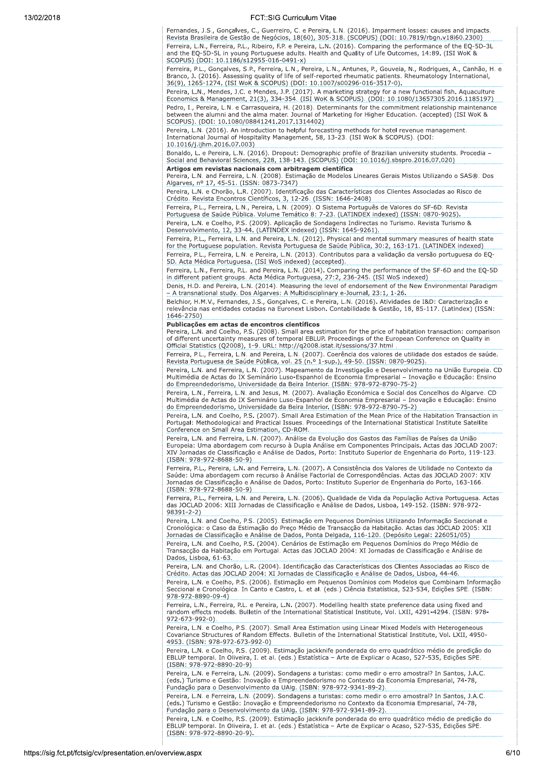Fernandes, J.S., Gonçalves, C., Guerreiro, C. e Pereira, L.N. (2016). Imparment losses: causes and impacts. Revista Brasileira de Gestão de Negócios, 18(60), 305-318. (SCOPUS) (DOI: 10.7819/rbgn.v18i60.2300)

Ferreira, L.N., Ferreira, P.L., Ribeiro, F.P. e Pereira, L.N. (2016). Comparing the performance of the EQ-5D-3L and the EQ-5D-5L in young Portuguese adults. Health and Quality of Life Outcomes, 14:89. (ISI WoK & SCOPUS) (DOI: 10.1186/s12955-016-0491-x)

Ferreira, P.L., Gonçalves, S.P., Ferreira, L.N., Pereira, L.N., Antunes, P., Gouveia, N., Rodrigues, A., Canhão, H. e Branco, J. (2016). Assessing quality of life of self-reported rheumatic patients. Rheumatology International, 36(9), 1265-1274. (ISI WoK & SCOPUS) (DOI: 10.1007/s00296-016-3517-0).

Pereira, L.N., Mendes, J.C. e Mendes, J.P. (2017). A marketing strategy for a new functional fish. Aquaculture Economics & Management, 21(3), 334-354. (ISI WoK & SCOPUS). (DOI: 10.1080/13657305.2016.1185197)

Pedro, I., Pereira, L.N. e Carrasqueira, H. (2018). Determinants for the commitment relationship maintenance between the alumni and the alma mater. Journal of Marketing for Higher Education. (accepted) (ISI WoK & SCOPUS). (DOI: 10.1080/08841241.2017.1314402)

Pereira, L.N. (2016). An introduction to helpful forecasting methods for hotel revenue management. International Journal of Hospitality Management, 58, 13-23. (ISI WoK & SCOPUS). (DOI: 10.1016/j.ijhm.2016.07.003)

Bonaldo, L. e Pereira, L.N. (2016). Dropout: Demographic profile of Brazilian university students. Procedia – Social and Behavioral Sciences, 228, 138-143. (SCOPUS) (DOI: 10.1016/j.sbspro.2016.07.020)

**Artigos em revistas nacionais com arbitragem científica**

Pereira, L.N. and Ferreira, L.N. (2008). Estimação de Modelos Lineares Gerais Mistos Utilizando o SAS®. Dos Algarves, nº 17, 45-51. (ISSN: 0873-7347)

Pereira, L.N. e Chorão, L.R. (2007). Identificação das Características dos Clientes Associadas ao Risco de Crédito. Revista Encontros Científicos, 3, 12-26. (ISSN: 1646-2408)

Ferreira, P.L., Ferreira, L.N., Pereira, L.N. (2009). O Sistema Português de Valores do SF-6D. Revista Portuguesa de Saúde Pública. Volume Temático 8: 7-23. (LATINDEX indexed) (ISSN: 0870-9025).

Pereira, L.N. e Coelho, P.S. (2009). Aplicação de Sondagens Indirectas no Turismo. Revista Turismo & Desenvolvimento, 12, 33-44. (LATINDEX indexed) (ISSN: 1645-9261).

Ferreira, P.L., Ferreira, L.N. and Pereira, L.N. (2012). Physical and mental summary measures of health state for the Portuguese population. Revista Portuguesa de Saúde Pública, 30:2, 163-171. (LATINDEX indexed)

Ferreira, P.L., Ferreira, L.N. e Pereira, L.N. (2013). Contributos para a validação da versão portuguesa do EQ-5D. Acta Médica Portuguesa. (ISI WoS indexed) (accepted).

Ferreira, L.N., Ferreira, P.L. and Pereira, L.N. (2014). Comparing the performance of the SF-6D and the EQ-5D in different patient groups. Acta Médica Portuguesa, 27:2, 236-245. (ISI WoS indexed)

Denis, H.D. and Pereira, L.N. (2014). Measuring the level of endorsement of the New Environmental Paradigm – A transnational study. Dos Algarves: A Multidisciplinary e-Journal, 23:1, 1-26.

Belchior, H.M.V., Fernandes, J.S., Gonçalves, C. e Pereira, L.N. (2016). Atividades de I&D: Caracterização e relevância nas entidades cotadas na Euronext Lisbon. Contabilidade & Gestão, 18, 85-117. (Latindex) (ISSN: 1646-2750)

**Publicações em actas de encontros científicos**

Pereira, L.N. and Coelho, P.S. (2008). Small area estimation for the price of habitation transaction: comparison of different uncertainty measures of temporal EBLUP. Proceedings of the European Conference on Quality in Official Statistics (Q2008), 1-9. URL: http://q2008.istat.it/sessions/37.html .

Ferreira, P.L., Ferreira, L.N. and Pereira, L.N. (2007). Coerência dos valores de utilidade dos estados de saúde. Revista Portuguesa de Saúde Pública, vol. 25 (n.º 1-sup.), 49-50. (ISSN: 0870-9025).

Pereira, L.N. and Ferreira, L.N. (2007). Mapeamento da Investigação e Desenvolvimento na União Europeia. CD Multimédia de Actas do IX Seminário Luso-Espanhol de Economia Empresarial – Inovação e Educação: Ensino do Empreendedorismo, Universidade da Beira Interior. (ISBN: 978-972-8790-75-2)

Pereira, L.N., Ferreira, L.N. and Jesus, M. (2007). Avaliação Económica e Social dos Concelhos do Algarve. CD Multimédia de Actas do IX Seminário Luso-Espanhol de Economia Empresarial – Inovação e Educação: Ensino do Empreendedorismo, Universidade da Beira Interior. (ISBN: 978-972-8790-75-2)

Pereira, L.N. and Coelho, P.S. (2007). Small Area Estimation of the Mean Price of the Habitation Transaction in Portugal: Methodological and Practical Issues. Proceedings of the International Statistical Institute Satellite Conference on Small Area Estimation, CD-ROM.

Pereira, L.N. and Ferreira, L.N. (2007). Análise da Evolução dos Gastos das Famílias de Países da União Europeia: Uma abordagem com recurso à Dupla Análise em Componentes Principais. Actas das JOCLAD 2007: XIV Jornadas de Classificação e Análise de Dados, Porto: Instituto Superior de Engenharia do Porto, 119-123. (ISBN: 978-972-8688-50-9)

Ferreira, P.L., Pereira, L.N. and Ferreira, L.N. (2007). A Consistência dos Valores de Utilidade no Contexto da Saúde: Uma abordagem com recurso à Análise Factorial de Correspondências. Actas das JOCLAD 2007: XIV Jornadas de Classificação e Análise de Dados, Porto: Instituto Superior de Engenharia do Porto, 163-166. (ISBN: 978-972-8688-50-9)

Ferreira, P.L., Ferreira, L.N. and Pereira, L.N. (2006). Qualidade de Vida da População Activa Portuguesa. Actas das JOCLAD 2006: XIII Jornadas de Classificação e Análise de Dados, Lisboa, 149-152. (ISBN: 978-972-98391-2-2)

Pereira, L.N. and Coelho, P.S. (2005). Estimação em Pequenos Domínios Utilizando Informação Seccional e Cronológica: o Caso da Estimação do Preço Médio de Transacção da Habitação. Actas das JOCLAD 2005: XII Jornadas de Classificação e Análise de Dados, Ponta Delgada, 116-120. (Depósito Legal: 226051/05)

Pereira, L.N. and Coelho, P.S. (2004). Cenários de Estimação em Pequenos Domínios do Preço Médio de Transacção da Habitação em Portugal. Actas das JOCLAD 2004: XI Jornadas de Classificação e Análise de Dados, Lisboa, 61-63.

Pereira, L.N. and Chorão, L.R. (2004). Identificação das Características dos Clientes Associadas ao Risco de Crédito. Actas das JOCLAD 2004: XI Jornadas de Classificação e Análise de Dados, Lisboa, 44-46.

Pereira, L.N. e Coelho, P.S. (2006). Estimação em Pequenos Domínios com Modelos que Combinam Informação Seccional e Cronológica. In Canto e Castro, L. et al. (eds.) Ciência Estatística, 523-534, Edições SPE. (ISBN: 978-972-8890-09-4)

Ferreira, L.N., Ferreira, P.L. e Pereira, L.N. (2007). Modelling health state preference data using fixed and random effects models. Bulletin of the International Statistical Institute, Vol. LXII, 4291-4294. (ISBN: 978-972-673-992-0).

Pereira, L.N. e Coelho, P.S. (2007). Small Area Estimation using Linear Mixed Models with Heterogeneous Covariance Structures of Random Effects. Bulletin of the International Statistical Institute, Vol. LXII, 4950-4953. (ISBN: 978-972-673-992-0)

Pereira, L.N. e Coelho, P.S. (2009). Estimação jackknife ponderada do erro quadrático médio de predição do EBLUP temporal. In Oliveira, I. et al. (eds.) Estatística – Arte de Explicar o Acaso, 527-535, Edições SPE. (ISBN: 978-972-8890-20-9)

Pereira, L.N. e Ferreira, L.N. (2009). Sondagens a turistas: como medir o erro amostral? In Santos, J.A.C. (eds.) Turismo e Gestão: Inovação e Empreendedorismo no Contexto da Economia Empresarial, 74-78, Fundação para o Desenvolvimento da UAlg. (ISBN: 978-972-9341-89-2).

Pereira, L.N. e Ferreira, L.N. (2009). Sondagens a turistas: como medir o erro amostral? In Santos, J.A.C. (eds.) Turismo e Gestão: Inovação e Empreendedorismo no Contexto da Economia Empresarial, 74-78, Fundação para o Desenvolvimento da UAlg. (ISBN: 978-972-9341-89-2).

Pereira, L.N. e Coelho, P.S. (2009). Estimação jackknife ponderada do erro quadrático médio de predição do EBLUP temporal. In Oliveira, I. et al. (eds.) Estatística – Arte de Explicar o Acaso, 527-535, Edições SPE. (ISBN: 978-972-8890-20-9).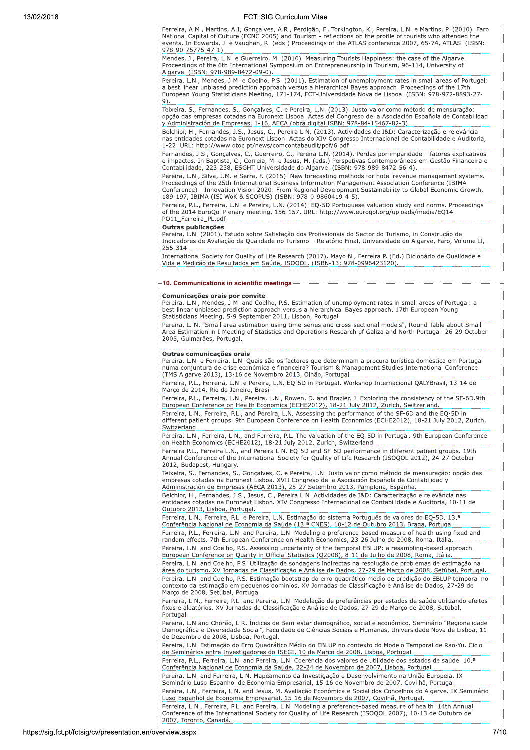Ferreira, A.M., Martins, A.I, Gonçalves, A.R., Perdigão, F., Torkington, K., Pereira, L.N. e Martins, P. (2010). Faro National Capital of Culture (FCNC 2005) and Tourism - reflections on the profile of tourists who attended the events. In Edwards, J. e Vaughan, R. (eds.) Proceedings of the ATLAS conference 2007, 65-74, ATLAS. (ISBN: 978-90-75775-47-1)

Mendes, J., Pereira, L.N. e Guerreiro, M. (2010). Measuring Tourists Happiness: the case of the Algarve. Proceedings of the 6th International Symposium on Entrepreneurship in Tourism, 96-114, University of Algarve. (ISBN: 978-989-8472-09-0).

Pereira, L.N., Mendes, J.M. e Coelho, P.S. (2011). Estimation of unemployment rates in small areas of Portugal: a best linear unbiased prediction approach versus a hierarchical Bayes approach. Proceedings of the 17th European Young Statisticians Meeting, 171-174, FCT-Universidade Nova de Lisboa. (ISBN: 978-972-8893-27-9).

Teixeira, S., Fernandes, S., Gonçalves, C. e Pereira, L.N. (2013). Justo valor como método de mensuração: opção das empresas cotadas na Euronext Lisboa. Actas del Congreso de la Asociación Española de Contabilidad y Administración de Empresas, 1-16, AECA (obra digital ISBN: 978-84-15467-82-3).

Belchior, H., Fernandes, J.S., Jesus, C., Pereira L.N. (2013). Actividades de I&D: Caracterização e relevância nas entidades cotadas na Euronext Lisbon. Actas do XIV Congresso Internacional de Contabilidade e Auditoria, 1-22. URL: http://www.otoc.pt/news/comcontabaudit/pdf/6.pdf .

Fernandes, J.S., Gonçalves, C., Guerreiro, C., Pereira L.N. (2014). Perdas por imparidade – fatores explicativos e impactos. In Baptista, C., Correia, M. e Jesus, M. (eds.) Perspetivas Contemporâneas em Gestão Financeira e Contabilidade, 223-238, ESGHT-Universidade do Algarve. (ISBN: 978-989-8472-56-4).

Pereira, L.N., Silva, J.M. e Serra, F. (2015). New forecasting methods for hotel revenue management systems. Proceedings of the 25th International Business Information Management Association Conference (IBIMA Conference) - Innovation Vision 2020: From Regional Development Sustainability to Global Economic Growth, 189-197, IBIMA (ISI WoK & SCOPUS) (ISBN: 978-0-9860419-4-5).

Ferreira, P.L., Ferreira, L.N. e Pereira, L.N. (2014). EQ-5D Portuguese valuation study and norms. Proceedings of the 2014 EuroQol Plenary meeting, 156-157. URL: http://www.euroqol.org/uploads/media/EQ14-PO11_Ferreira_PL.pdf

**Outras publicações**

Pereira, L.N. (2001). Estudo sobre Satisfação dos Profissionais do Sector do Turismo, in Construção de Indicadores de Avaliação da Qualidade no Turismo – Relatório Final, Universidade do Algarve, Faro, Volume II, 255-314.

International Society for Quality of Life Research (2017). Mayo N., Ferreira P. (Ed.) Dicionário de Qualidade e Vida e Medição de Resultados em Saúde, ISOQOL. (ISBN-13: 978-0996423120).

## 10. Communications in scientific meetings

**Comunicações orais por convite**

Pereira, L.N., Mendes, J.M. and Coelho, P.S. Estimation of unemployment rates in small areas of Portugal: a best linear unbiased prediction approach versus a hierarchical Bayes approach. 17th European Young Statisticians Meeting, 5-9 September 2011, Lisbon, Portugal.

Pereira, L. N. "Small area estimation using time-series and cross-sectional models", Round Table about Small Area Estimation in I Meeting of Statistics and Operations Research of Galiza and North Portugal. 26-29 October 2005, Guimarães, Portugal.

**Outras comunicações orais**

Pereira, L.N. e Ferreira, L.N. Quais são os factores que determinam a procura turística doméstica em Portugal numa conjuntura de crise económica e financeira? Tourism & Management Studies International Conference (TMS Algarve 2013), 13-16 de Novembro 2013, Olhão, Portugal.

Ferreira, P.L., Ferreira, L.N. e Pereira, L.N. EQ-5D in Portugal. Workshop Internacional QALYBrasil, 13-14 de Março de 2014, Rio de Janeiro, Brasil.

Ferreira, P.L., Ferreira, L.N., Pereira, L.N., Rowen, D. and Brazier, J. Exploring the consistency of the SF-6D.9th European Conference on Health Economics (ECHE2012), 18-21 July 2012, Zurich, Switzerland.

Ferreira, L.N., Ferreira, P.L., and Pereira, L.N. Assessing the performance of the SF-6D and the EQ-5D in different patient groups. 9th European Conference on Health Economics (ECHE2012), 18-21 July 2012, Zurich, Switzerland.

Pereira, L.N., Ferreira, L.N., and Ferreira, P.L. The valuation of the EQ-5D in Portugal. 9th European Conference on Health Economics (ECHE2012), 18-21 July 2012, Zurich, Switzerland.

Ferreira P.L., Ferreira L.N., and Pereira L.N. EQ-5D and SF-6D performance in different patient groups. 19th Annual Conference of the International Society for Quality of Life Research (ISOQOL 2012), 24-27 October 2012, Budapest, Hungary.

Teixeira, S., Fernandes, S., Gonçalves, C. e Pereira, L.N. Justo valor como método de mensuração: opção das empresas cotadas na Euronext Lisboa. XVII Congreso de la Asociación Española de Contabilidad y Administración de Empresas (AECA 2013), 25-27 Setembro 2013, Pamplona, Espanha.

Belchior, H., Fernandes, J.S., Jesus, C., Pereira L.N. Actividades de I&D: Caracterização e relevância nas entidades cotadas na Euronext Lisbon. XIV Congresso Internacional de Contabilidade e Auditoria, 10-11 de Outubro 2013, Lisboa, Portugal.

Ferreira, L.N., Ferreira, P.L. e Pereira, L.N. Estimação do sistema Português de valores do EQ-5D. 13.ª Conferência Nacional de Economia da Saúde (13.ª CNES), 10-12 de Outubro 2013, Braga, Portugal.

Ferreira, P.L., Ferreira, L.N. and Pereira, L.N. Modeling a preference-based measure of health using fixed and random effects. 7th European Conference on Health Economics, 23-26 Julho de 2008, Roma, Itália.

Pereira, L.N. and Coelho, P.S. Assessing uncertainty of the temporal EBLUP: a resampling-based approach. European Conference on Quality in Official Statistics (Q2008), 8-11 de Julho de 2008, Roma, Itália.

Pereira, L.N. and Coelho, P.S. Utilização de sondagens indirectas na resolução de problemas de estimação na área do turismo. XV Jornadas de Classificação e Análise de Dados, 27-29 de Março de 2008, Setúbal, Portugal.

Pereira, L.N. and Coelho, P.S. Estimação bootstrap do erro quadrático médio de predição do EBLUP temporal no contexto da estimação em pequenos domínios. XV Jornadas de Classificação e Análise de Dados, 27-29 de Março de 2008, Setúbal, Portugal.

Ferreira, L.N., Ferreira, P.L. and Pereira, L.N. Modelação de preferências por estados de saúde utilizando efeitos fixos e aleatórios. XV Jornadas de Classificação e Análise de Dados, 27-29 de Março de 2008, Setúbal, Portugal.

Pereira, L.N and Chorão, L.R. Índices de Bem-estar demográfico, social e económico. Seminário "Regionalidade Demográfica e Diversidade Social", Faculdade de Ciências Sociais e Humanas, Universidade Nova de Lisboa, 11 de Dezembro de 2008, Lisboa, Portugal.

Pereira, L.N. Estimação do Erro Quadrático Médio do EBLUP no contexto do Modelo Temporal de Rao-Yu. Ciclo de Seminários entre Investigadores do ISEGI, 10 de Março de 2008, Lisboa, Portugal.

Ferreira, P.L., Ferreira, L.N. and Pereira, L.N. Coerência dos valores de utilidade dos estados de saúde. 10.ª Conferência Nacional de Economia da Saúde, 22-24 de Novembro de 2007, Lisboa, Portugal.

Pereira, L.N. and Ferreira, L.N. Mapeamento da Investigação e Desenvolvimento na União Europeia. IX Seminário Luso-Espanhol de Economia Empresarial, 15-16 de Novembro de 2007, Covilhã, Portugal.

Pereira, L.N., Ferreira, L.N. and Jesus, M. Avaliação Económica e Social dos Concelhos do Algarve. IX Seminário Luso-Espanhol de Economia Empresarial, 15-16 de Novembro de 2007, Covilhã, Portugal.

Ferreira, L.N., Ferreira, P.L. and Pereira, L.N. Modeling a preference-based measure of health. 14th Annual Conference of the International Society for Quality of Life Research (ISOQOL 2007), 10-13 de Outubro de 2007, Toronto, Canadá.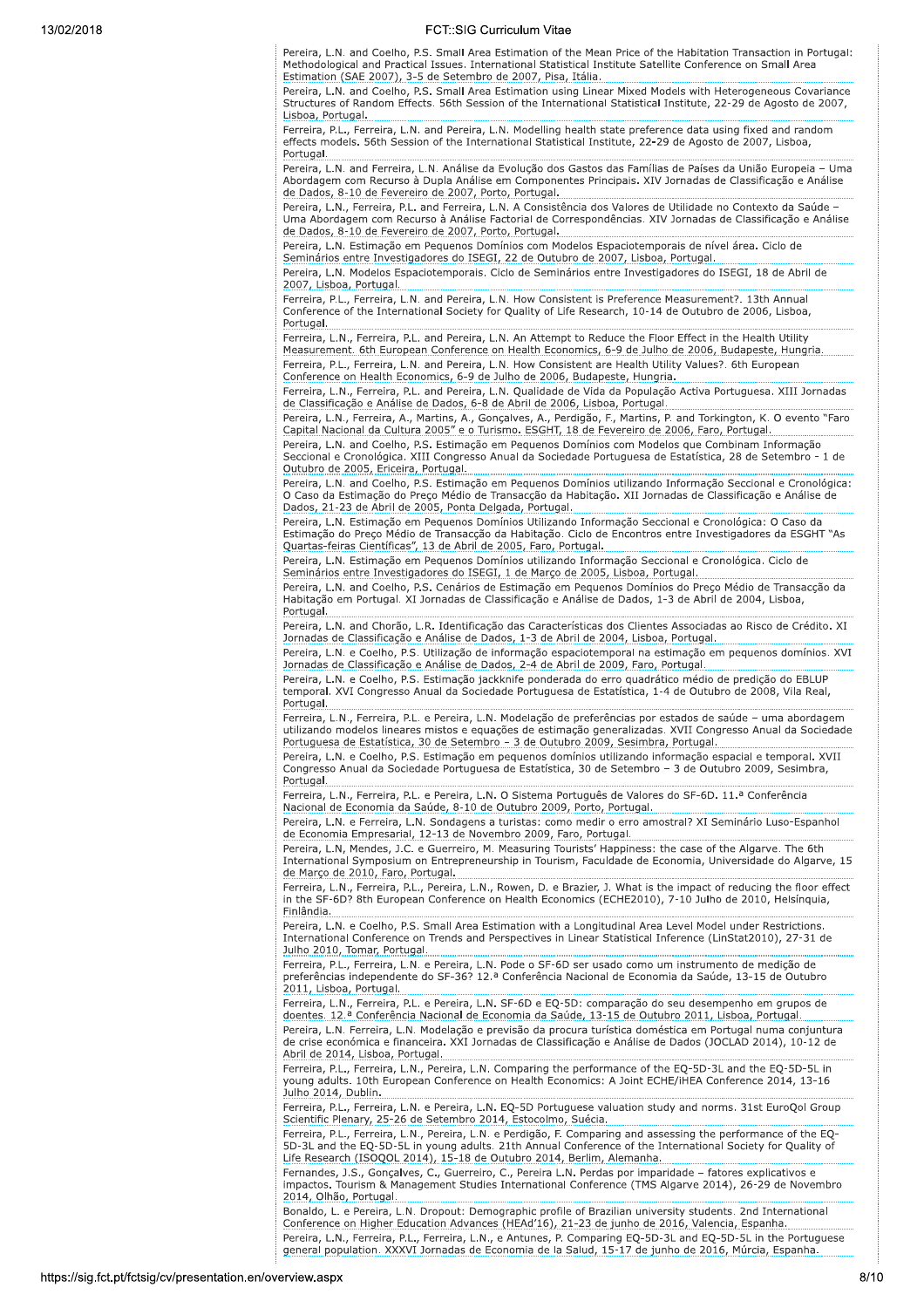Pereira, L.N. and Coelho, P.S. Small Area Estimation of the Mean Price of the Habitation Transaction in Portugal: Methodological and Practical Issues. International Statistical Institute Satellite Conference on Small Area Estimation (SAE 2007), 3-5 de Setembro de 2007, Pisa, Itália.

Pereira, L.N. and Coelho, P.S. Small Area Estimation using Linear Mixed Models with Heterogeneous Covariance Structures of Random Effects. 56th Session of the International Statistical Institute, 22-29 de Agosto de 2007, Lisboa, Portugal.

Ferreira, P.L., Ferreira, L.N. and Pereira, L.N. Modelling health state preference data using fixed and random effects models. 56th Session of the International Statistical Institute, 22-29 de Agosto de 2007, Lisboa, Portugal.

Pereira, L.N. and Ferreira, L.N. Análise da Evolução dos Gastos das Famílias de Países da União Europeia – Uma Abordagem com Recurso à Dupla Análise em Componentes Principais. XIV Jornadas de Classificação e Análise de Dados, 8-10 de Fevereiro de 2007, Porto, Portugal.

Pereira, L.N., Ferreira, P.L. and Ferreira, L.N. A Consistência dos Valores de Utilidade no Contexto da Saúde – Uma Abordagem com Recurso à Análise Factorial de Correspondências. XIV Jornadas de Classificação e Análise de Dados, 8-10 de Fevereiro de 2007, Porto, Portugal.

Pereira, L.N. Estimação em Pequenos Domínios com Modelos Espaciotemporais de nível área. Ciclo de Seminários entre Investigadores do ISEGI, 22 de Outubro de 2007, Lisboa, Portugal.

Pereira, L.N. Modelos Espaciotemporais. Ciclo de Seminários entre Investigadores do ISEGI, 18 de Abril de 2007, Lisboa, Portugal.

Ferreira, P.L., Ferreira, L.N. and Pereira, L.N. How Consistent is Preference Measurement?. 13th Annual Conference of the International Society for Quality of Life Research, 10-14 de Outubro de 2006, Lisboa, Portugal.

Ferreira, L.N., Ferreira, P.L. and Pereira, L.N. An Attempt to Reduce the Floor Effect in the Health Utility Measurement. 6th European Conference on Health Economics, 6-9 de Julho de 2006, Budapeste, Hungria.

Ferreira, P.L., Ferreira, L.N. and Pereira, L.N. How Consistent are Health Utility Values?. 6th European Conference on Health Economics, 6-9 de Julho de 2006, Budapeste, Hungria.

Ferreira, L.N., Ferreira, P.L. and Pereira, L.N. Qualidade de Vida da População Activa Portuguesa. XIII Jornadas de Classificação e Análise de Dados, 6-8 de Abril de 2006, Lisboa, Portugal.

Pereira, L.N., Ferreira, A., Martins, A., Gonçalves, A., Perdigão, F., Martins, P. and Torkington, K. O evento "Faro Capital Nacional da Cultura 2005" e o Turismo. ESGHT, 18 de Fevereiro de 2006, Faro, Portugal.

Pereira, L.N. and Coelho, P.S. Estimação em Pequenos Domínios com Modelos que Combinam Informação Seccional e Cronológica. XIII Congresso Anual da Sociedade Portuguesa de Estatística, 28 de Setembro - 1 de Outubro de 2005, Ericeira, Portugal.

Pereira, L.N. and Coelho, P.S. Estimação em Pequenos Domínios utilizando Informação Seccional e Cronológica: O Caso da Estimação do Preço Médio de Transacção da Habitação. XII Jornadas de Classificação e Análise de Dados, 21-23 de Abril de 2005, Ponta Delgada, Portugal.

Pereira, L.N. Estimação em Pequenos Domínios Utilizando Informação Seccional e Cronológica: O Caso da Estimação do Preço Médio de Transacção da Habitação. Ciclo de Encontros entre Investigadores da ESGHT "As Quartas-feiras Científicas", 13 de Abril de 2005, Faro, Portugal.

Pereira, L.N. Estimação em Pequenos Domínios utilizando Informação Seccional e Cronológica. Ciclo de Seminários entre Investigadores do ISEGI, 1 de Março de 2005, Lisboa, Portugal.

Pereira, L.N. and Coelho, P.S. Cenários de Estimação em Pequenos Domínios do Preço Médio de Transacção da Habitação em Portugal. XI Jornadas de Classificação e Análise de Dados, 1-3 de Abril de 2004, Lisboa, Portugal.

Pereira, L.N. and Chorão, L.R. Identificação das Características dos Clientes Associadas ao Risco de Crédito. XI Jornadas de Classificação e Análise de Dados, 1-3 de Abril de 2004, Lisboa, Portugal.

Pereira, L.N. e Coelho, P.S. Utilização de informação espaciotemporal na estimação em pequenos domínios. XVI Jornadas de Classificação e Análise de Dados, 2-4 de Abril de 2009, Faro, Portugal.

Pereira, L.N. e Coelho, P.S. Estimação jackknife ponderada do erro quadrático médio de predição do EBLUP temporal. XVI Congresso Anual da Sociedade Portuguesa de Estatística, 1-4 de Outubro de 2008, Vila Real, Portugal.

Ferreira, L.N., Ferreira, P.L. e Pereira, L.N. Modelação de preferências por estados de saúde – uma abordagem utilizando modelos lineares mistos e equações de estimação generalizadas. XVII Congresso Anual da Sociedade Portuguesa de Estatística, 30 de Setembro – 3 de Outubro 2009, Sesimbra, Portugal.

Pereira, L.N. e Coelho, P.S. Estimação em pequenos domínios utilizando informação espacial e temporal. XVII Congresso Anual da Sociedade Portuguesa de Estatística, 30 de Setembro – 3 de Outubro 2009, Sesimbra, Portugal.

Ferreira, L.N., Ferreira, P.L. e Pereira, L.N. O Sistema Português de Valores do SF-6D. 11.ª Conferência Nacional de Economia da Saúde, 8-10 de Outubro 2009, Porto, Portugal.

Pereira, L.N. e Ferreira, L.N. Sondagens a turistas: como medir o erro amostral? XI Seminário Luso-Espanhol de Economia Empresarial, 12-13 de Novembro 2009, Faro, Portugal.

Pereira, L.N, Mendes, J.C. e Guerreiro, M. Measuring Tourists' Happiness: the case of the Algarve. The 6th International Symposium on Entrepreneurship in Tourism, Faculdade de Economia, Universidade do Algarve, 15 de Março de 2010, Faro, Portugal.

Ferreira, L.N., Ferreira, P.L., Pereira, L.N., Rowen, D. e Brazier, J. What is the impact of reducing the floor effect in the SF-6D? 8th European Conference on Health Economics (ECHE2010), 7-10 Julho de 2010, Helsínquia, Finlândia.

Pereira, L.N. e Coelho, P.S. Small Area Estimation with a Longitudinal Area Level Model under Restrictions. International Conference on Trends and Perspectives in Linear Statistical Inference (LinStat2010), 27-31 de Julho 2010, Tomar, Portugal.

Ferreira, P.L., Ferreira, L.N. e Pereira, L.N. Pode o SF-6D ser usado como um instrumento de medição de preferências independente do SF-36? 12.ª Conferência Nacional de Economia da Saúde, 13-15 de Outubro 2011, Lisboa, Portugal.

Ferreira, L.N., Ferreira, P.L. e Pereira, L.N. SF-6D e EQ-5D: comparação do seu desempenho em grupos de doentes. 12.ª Conferência Nacional de Economia da Saúde, 13-15 de Outubro 2011, Lisboa, Portugal.

Pereira, L.N. Ferreira, L.N. Modelação e previsão da procura turística doméstica em Portugal numa conjuntura de crise económica e financeira. XXI Jornadas de Classificação e Análise de Dados (JOCLAD 2014), 10-12 de Abril de 2014, Lisboa, Portugal.

Ferreira, P.L., Ferreira, L.N., Pereira, L.N. Comparing the performance of the EQ-5D-3L and the EQ-5D-5L in young adults. 10th European Conference on Health Economics: A Joint ECHE/iHEA Conference 2014, 13-16 Julho 2014, Dublin.

Ferreira, P.L., Ferreira L.N. e Pereira, L.N. EQ-5D Portuguese valuation study and norms. 31st EuroQol Group Scientific Plenary, 25-26 de Setembro 2014, Estocolmo, Suécia.

Ferreira, P.L., Ferreira, L.N., Pereira, L.N. e Perdigão, F. Comparing and assessing the performance of the EQ-5D-3L and the EQ-5D-5L in young adults. 21th Annual Conference of the International Society for Quality of Life Research (ISOQOL 2014), 15-18 de Outubro 2014, Berlim, Alemanha.

Fernandes, J.S., Gonçalves, C., Guerreiro, C., Pereira L.N. Perdas por imparidade – fatores explicativos e impactos. Tourism & Management Studies International Conference (TMS Algarve 2014), 26-29 de Novembro 2014, Olhão, Portugal.

Bonaldo, L. e Pereira, L.N. Dropout: Demographic profile of Brazilian university students. 2nd International Conference on Higher Education Advances (HEAd'16), 21-23 de junho de 2016, Valencia, Espanha.

Pereira, L.N., Ferreira, P.L., Ferreira, L.N., e Antunes, P. Comparing EQ-5D-3L and EQ-5D-5L in the Portuguese general population. XXXVI Jornadas de Economia de la Salud, 15-17 de junho de 2016, Múrcia, Espanha.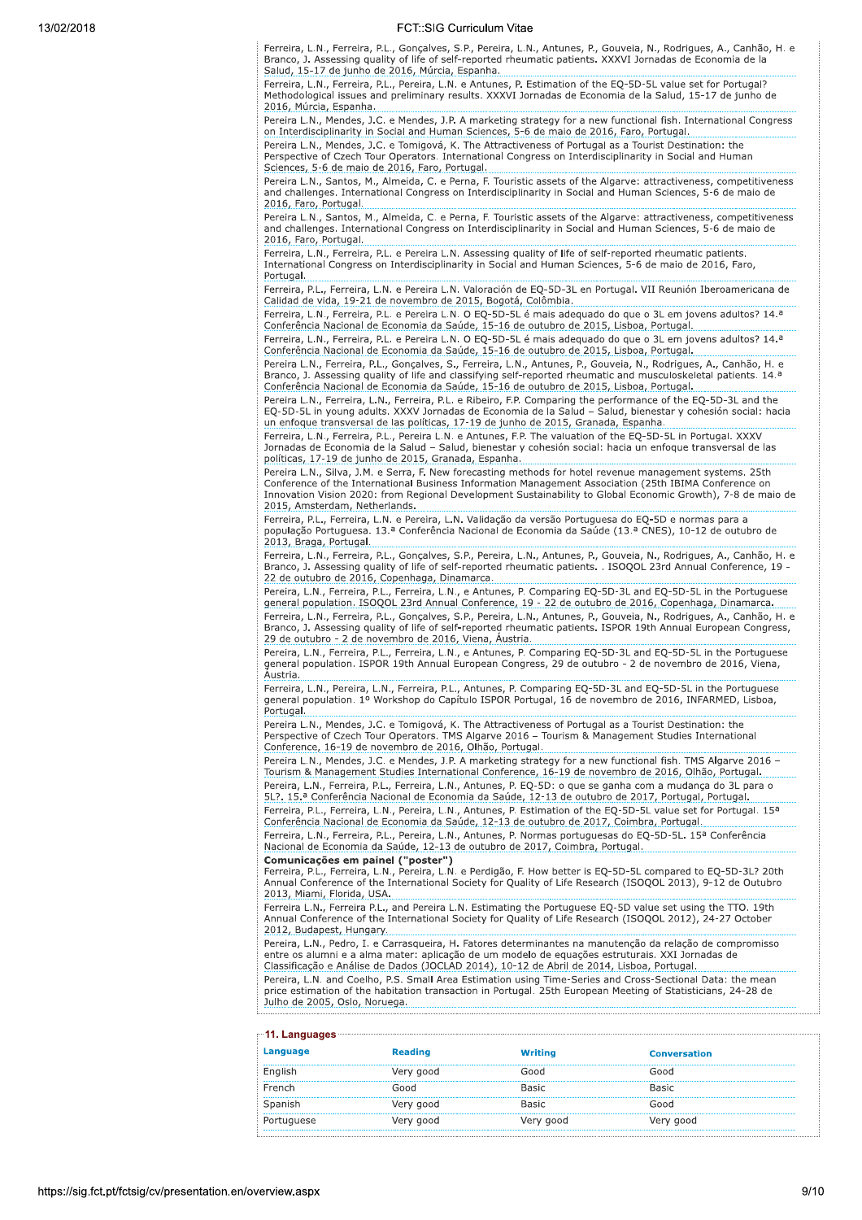Ferreira, L.N., Ferreira, P.L., Gonçalves, S.P., Pereira, L.N., Antunes, P., Gouveia, N., Rodrigues, A., Canhão, H. e Branco, J. Assessing quality of life of self-reported rheumatic patients. XXXVI Jornadas de Economia de la Salud, 15-17 de junho de 2016, Múrcia, Espanha.

Ferreira, L.N., Ferreira, P.L., Pereira, L.N. e Antunes, P. Estimation of the EQ-5D-5L value set for Portugal? Methodological issues and preliminary results. XXXVI Jornadas de Economia de la Salud, 15-17 de junho de 2016, Múrcia, Espanha.

Pereira L.N., Mendes, J.C. e Mendes, J.P. A marketing strategy for a new functional fish. International Congress on Interdisciplinarity in Social and Human Sciences, 5-6 de maio de 2016, Faro, Portugal.

Pereira L.N., Mendes, J.C. e Tomigová, K. The Attractiveness of Portugal as a Tourist Destination: the Perspective of Czech Tour Operators. International Congress on Interdisciplinarity in Social and Human Sciences, 5-6 de maio de 2016, Faro, Portugal.

Pereira L.N., Santos, M., Almeida, C. e Perna, F. Touristic assets of the Algarve: attractiveness, competitiveness and challenges. International Congress on Interdisciplinarity in Social and Human Sciences, 5-6 de maio de 2016, Faro, Portugal.

Pereira L.N., Santos, M., Almeida, C. e Perna, F. Touristic assets of the Algarve: attractiveness, competitiveness and challenges. International Congress on Interdisciplinarity in Social and Human Sciences, 5-6 de maio de 2016, Faro, Portugal.

Ferreira, L.N., Ferreira, P.L. e Pereira L.N. Assessing quality of life of self-reported rheumatic patients. International Congress on Interdisciplinarity in Social and Human Sciences, 5-6 de maio de 2016, Faro, Portugal.

Ferreira, P.L., Ferreira, L.N. e Pereira L.N. Valoración de EQ-5D-3L en Portugal. VII Reunión Iberoamericana de Calidad de vida, 19-21 de novembro de 2015, Bogotá, Colômbia.

Ferreira, L.N., Ferreira, P.L. e Pereira L.N. O EQ-5D-5L é mais adequado do que o 3L em jovens adultos? 14.ª Conferência Nacional de Economia da Saúde, 15-16 de outubro de 2015, Lisboa, Portugal.

Ferreira, L.N., Ferreira, P.L. e Pereira L.N. O EQ-5D-5L é mais adequado do que o 3L em jovens adultos? 14.ª Conferência Nacional de Economia da Saúde, 15-16 de outubro de 2015, Lisboa, Portugal.

Pereira L.N., Ferreira, P.L., Gonçalves, S., Ferreira, L.N., Antunes, P., Gouveia, N., Rodrigues, A., Canhão, H. e Branco, J. Assessing quality of life and classifying self-reported rheumatic and musculoskeletal patients. 14.ª Conferência Nacional de Economia da Saúde, 15-16 de outubro de 2015, Lisboa, Portugal.

Pereira L.N., Ferreira, L.N., Ferreira, P.L. e Ribeiro, F.P. Comparing the performance of the EQ-5D-3L and the EQ-5D-5L in young adults. XXXV Jornadas de Economia de la Salud – Salud, bienestar y cohesión social: hacia un enfoque transversal de las políticas, 17-19 de junho de 2015, Granada, Espanha.

Ferreira, L.N., Ferreira, P.L., Pereira L.N. e Antunes, F.P. The valuation of the EQ-5D-5L in Portugal. XXXV Jornadas de Economia de la Salud – Salud, bienestar y cohesión social: hacia un enfoque transversal de las políticas, 17-19 de junho de 2015, Granada, Espanha.

Pereira L.N., Silva, J.M. e Serra, F. New forecasting methods for hotel revenue management systems. 25th Conference of the International Business Information Management Association (25th IBIMA Conference on Innovation Vision 2020: from Regional Development Sustainability to Global Economic Growth), 7-8 de maio de 2015, Amsterdam, Netherlands.

Ferreira, P.L., Ferreira, L.N. e Pereira, L.N. Validação da versão Portuguesa do EQ-5D e normas para a população Portuguesa. 13.ª Conferência Nacional de Economia da Saúde (13.ª CNES), 10-12 de outubro de 2013, Braga, Portugal.

Ferreira, L.N., Ferreira, P.L., Gonçalves, S.P., Pereira, L.N., Antunes, P., Gouveia, N., Rodrigues, A., Canhão, H. e Branco, J. Assessing quality of life of self-reported rheumatic patients. . ISOQOL 23rd Annual Conference, 19 - 22 de outubro de 2016, Copenhaga, Dinamarca.

Pereira, L.N., Ferreira, P.L., Ferreira, L.N., e Antunes, P. Comparing EQ-5D-3L and EQ-5D-5L in the Portuguese general population. ISOQOL 23rd Annual Conference, 19 - 22 de outubro de 2016, Copenhaga, Dinamarca.

Ferreira, L.N., Ferreira, P.L., Gonçalves, S.P., Pereira, L.N., Antunes, P., Gouveia, N., Rodrigues, A., Canhão, H. e Branco, J. Assessing quality of life of self-reported rheumatic patients. ISPOR 19th Annual European Congress, 29 de outubro - 2 de novembro de 2016, Viena, Áustria.

Pereira, L.N., Ferreira, P.L., Ferreira, L.N., e Antunes, P. Comparing EQ-5D-3L and EQ-5D-5L in the Portuguese general population. ISPOR 19th Annual European Congress, 29 de outubro - 2 de novembro de 2016, Viena, Áustria.

Ferreira, L.N., Pereira, L.N., Ferreira, P.L., Antunes, P. Comparing EQ-5D-3L and EQ-5D-5L in the Portuguese general population. 1º Workshop do Capítulo ISPOR Portugal, 16 de novembro de 2016, INFARMED, Lisboa, Portugal.

Pereira L.N., Mendes, J.C. e Tomigová, K. The Attractiveness of Portugal as a Tourist Destination: the Perspective of Czech Tour Operators. TMS Algarve 2016 – Tourism & Management Studies International Conference, 16-19 de novembro de 2016, Olhão, Portugal.

Pereira L.N., Mendes, J.C. e Mendes, J.P. A marketing strategy for a new functional fish. TMS Algarve 2016 – Tourism & Management Studies International Conference, 16-19 de novembro de 2016, Olhão, Portugal.

Pereira, L.N., Ferreira, P.L., Ferreira, L.N., Antunes, P. EQ-5D: o que se ganha com a mudança do 3L para o 5L?. 15.ª Conferência Nacional de Economia da Saúde, 12-13 de outubro de 2017, Portugal, Portugal.

Ferreira, P.L., Ferreira, L.N., Pereira, L.N., Antunes, P. Estimation of the EQ-5D-5L value set for Portugal. 15ª Conferência Nacional de Economia da Saúde, 12-13 de outubro de 2017, Coimbra, Portugal.

Ferreira, L.N., Ferreira, P.L., Pereira, L.N., Antunes, P. Normas portuguesas do EQ-5D-5L. 15ª Conferência Nacional de Economia da Saúde, 12-13 de outubro de 2017, Coimbra, Portugal.

**Comunicações em painel ("poster")**

Ferreira, P.L., Ferreira, L.N., Pereira, L.N. e Perdigão, F. How better is EQ-5D-5L compared to EQ-5D-3L? 20th Annual Conference of the International Society for Quality of Life Research (ISOQOL 2013), 9-12 de Outubro 2013, Miami, Florida, USA.

Ferreira L.N., Ferreira P.L., and Pereira L.N. Estimating the Portuguese EQ-5D value set using the TTO. 19th Annual Conference of the International Society for Quality of Life Research (ISOQOL 2012), 24-27 October 2012, Budapest, Hungary.

Pereira, L.N., Pedro, I. e Carrasqueira, H. Fatores determinantes na manutenção da relação de compromisso entre os alumni e a alma mater: aplicação de um modelo de equações estruturais. XXI Jornadas de Classificação e Análise de Dados (JOCLAD 2014), 10-12 de Abril de 2014, Lisboa, Portugal.

Pereira, L.N. and Coelho, P.S. Small Area Estimation using Time-Series and Cross-Sectional Data: the mean price estimation of the habitation transaction in Portugal. 25th European Meeting of Statisticians, 24-28 de Julho de 2005, Oslo, Noruega.

## 11. Languages

| Language | Reading | Writing | Conversation |
|---|---|---|---|
| English | Very good | Good | Good |
| French | Good | Basic | Basic |
| Spanish | Very good | Basic | Good |
| Portuguese | Very good | Very good | Very good |